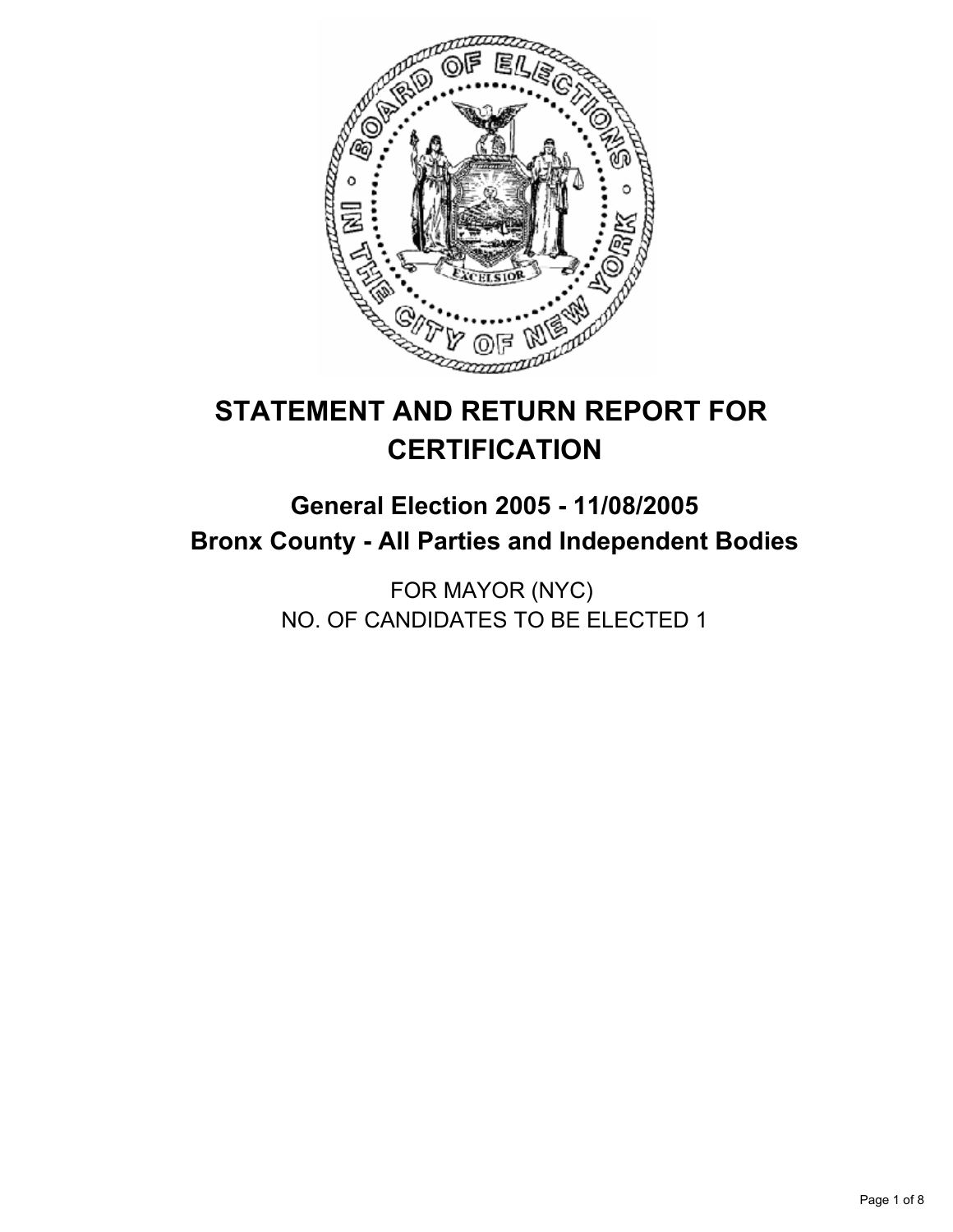# STATEMENT AND RETURN REPORT FOR CERTIFICATION

## General Election 2005 - 11/08/2005
## Bronx County - All Parties and Independent Bodies

FOR MAYOR (NYC)
NO. OF CANDIDATES TO BE ELECTED 1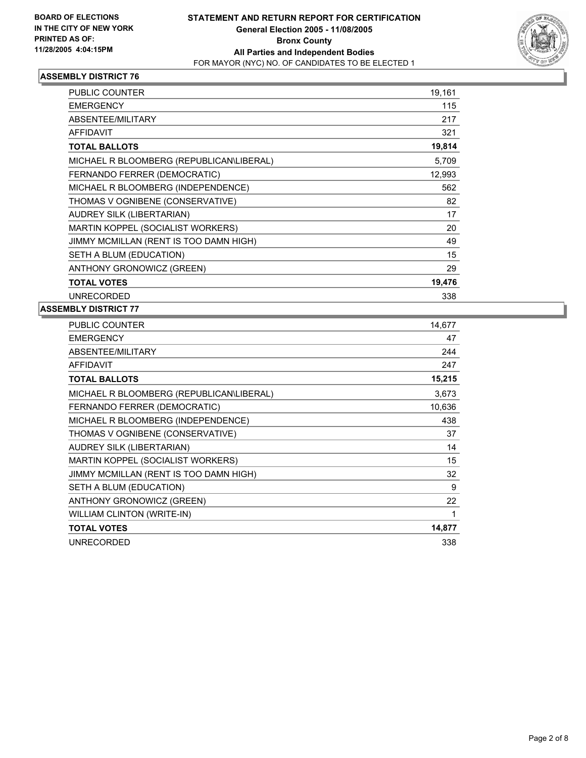BOARD OF ELECTIONS
IN THE CITY OF NEW YORK
PRINTED AS OF:
11/28/2005 4:04:15PM

# STATEMENT AND RETURN REPORT FOR CERTIFICATION
General Election 2005 - 11/08/2005
Bronx County
All Parties and Independent Bodies
FOR MAYOR (NYC) NO. OF CANDIDATES TO BE ELECTED 1

## ASSEMBLY DISTRICT 76

| | |
|---|---|
| PUBLIC COUNTER | 19,161 |
| EMERGENCY | 115 |
| ABSENTEE/MILITARY | 217 |
| AFFIDAVIT | 321 |
| **TOTAL BALLOTS** | **19,814** |
| MICHAEL R BLOOMBERG (REPUBLICAN\LIBERAL) | 5,709 |
| FERNANDO FERRER (DEMOCRATIC) | 12,993 |
| MICHAEL R BLOOMBERG (INDEPENDENCE) | 562 |
| THOMAS V OGNIBENE (CONSERVATIVE) | 82 |
| AUDREY SILK (LIBERTARIAN) | 17 |
| MARTIN KOPPEL (SOCIALIST WORKERS) | 20 |
| JIMMY MCMILLAN (RENT IS TOO DAMN HIGH) | 49 |
| SETH A BLUM (EDUCATION) | 15 |
| ANTHONY GRONOWICZ (GREEN) | 29 |
| **TOTAL VOTES** | **19,476** |
| UNRECORDED | 338 |

## ASSEMBLY DISTRICT 77

| | |
|---|---|
| PUBLIC COUNTER | 14,677 |
| EMERGENCY | 47 |
| ABSENTEE/MILITARY | 244 |
| AFFIDAVIT | 247 |
| **TOTAL BALLOTS** | **15,215** |
| MICHAEL R BLOOMBERG (REPUBLICAN\LIBERAL) | 3,673 |
| FERNANDO FERRER (DEMOCRATIC) | 10,636 |
| MICHAEL R BLOOMBERG (INDEPENDENCE) | 438 |
| THOMAS V OGNIBENE (CONSERVATIVE) | 37 |
| AUDREY SILK (LIBERTARIAN) | 14 |
| MARTIN KOPPEL (SOCIALIST WORKERS) | 15 |
| JIMMY MCMILLAN (RENT IS TOO DAMN HIGH) | 32 |
| SETH A BLUM (EDUCATION) | 9 |
| ANTHONY GRONOWICZ (GREEN) | 22 |
| WILLIAM CLINTON (WRITE-IN) | 1 |
| **TOTAL VOTES** | **14,877** |
| UNRECORDED | 338 |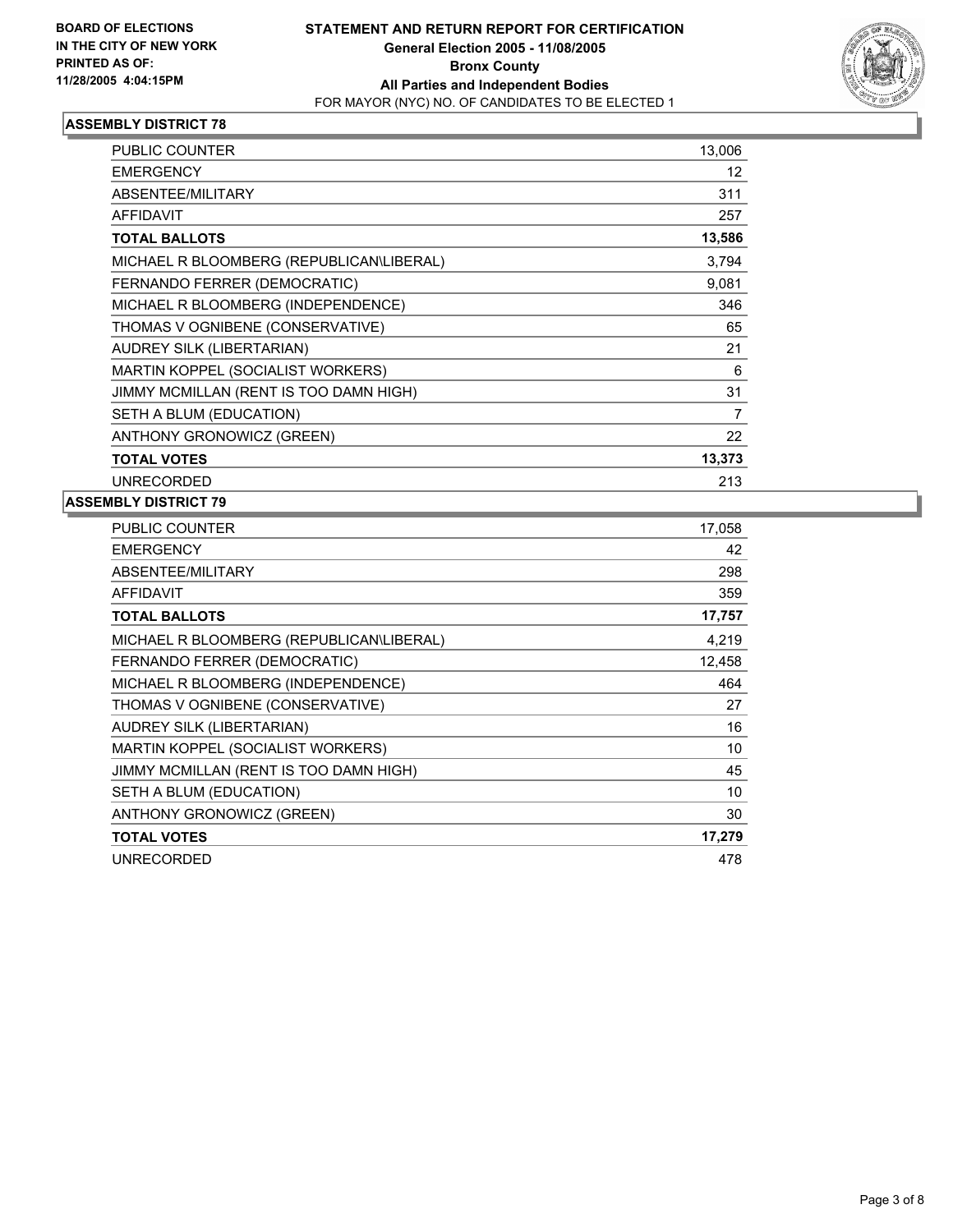**BOARD OF ELECTIONS IN THE CITY OF NEW YORK PRINTED AS OF: 11/28/2005 4:04:15PM**

# STATEMENT AND RETURN REPORT FOR CERTIFICATION

## General Election 2005 - 11/08/2005

## Bronx County

## All Parties and Independent Bodies

FOR MAYOR (NYC) NO. OF CANDIDATES TO BE ELECTED 1

### ASSEMBLY DISTRICT 78

| | |
|---|---|
| PUBLIC COUNTER | 13,006 |
| EMERGENCY | 12 |
| ABSENTEE/MILITARY | 311 |
| AFFIDAVIT | 257 |
| **TOTAL BALLOTS** | **13,586** |
| MICHAEL R BLOOMBERG (REPUBLICAN\LIBERAL) | 3,794 |
| FERNANDO FERRER (DEMOCRATIC) | 9,081 |
| MICHAEL R BLOOMBERG (INDEPENDENCE) | 346 |
| THOMAS V OGNIBENE (CONSERVATIVE) | 65 |
| AUDREY SILK (LIBERTARIAN) | 21 |
| MARTIN KOPPEL (SOCIALIST WORKERS) | 6 |
| JIMMY MCMILLAN (RENT IS TOO DAMN HIGH) | 31 |
| SETH A BLUM (EDUCATION) | 7 |
| ANTHONY GRONOWICZ (GREEN) | 22 |
| **TOTAL VOTES** | **13,373** |
| UNRECORDED | 213 |

### ASSEMBLY DISTRICT 79

| | |
|---|---|
| PUBLIC COUNTER | 17,058 |
| EMERGENCY | 42 |
| ABSENTEE/MILITARY | 298 |
| AFFIDAVIT | 359 |
| **TOTAL BALLOTS** | **17,757** |
| MICHAEL R BLOOMBERG (REPUBLICAN\LIBERAL) | 4,219 |
| FERNANDO FERRER (DEMOCRATIC) | 12,458 |
| MICHAEL R BLOOMBERG (INDEPENDENCE) | 464 |
| THOMAS V OGNIBENE (CONSERVATIVE) | 27 |
| AUDREY SILK (LIBERTARIAN) | 16 |
| MARTIN KOPPEL (SOCIALIST WORKERS) | 10 |
| JIMMY MCMILLAN (RENT IS TOO DAMN HIGH) | 45 |
| SETH A BLUM (EDUCATION) | 10 |
| ANTHONY GRONOWICZ (GREEN) | 30 |
| **TOTAL VOTES** | **17,279** |
| UNRECORDED | 478 |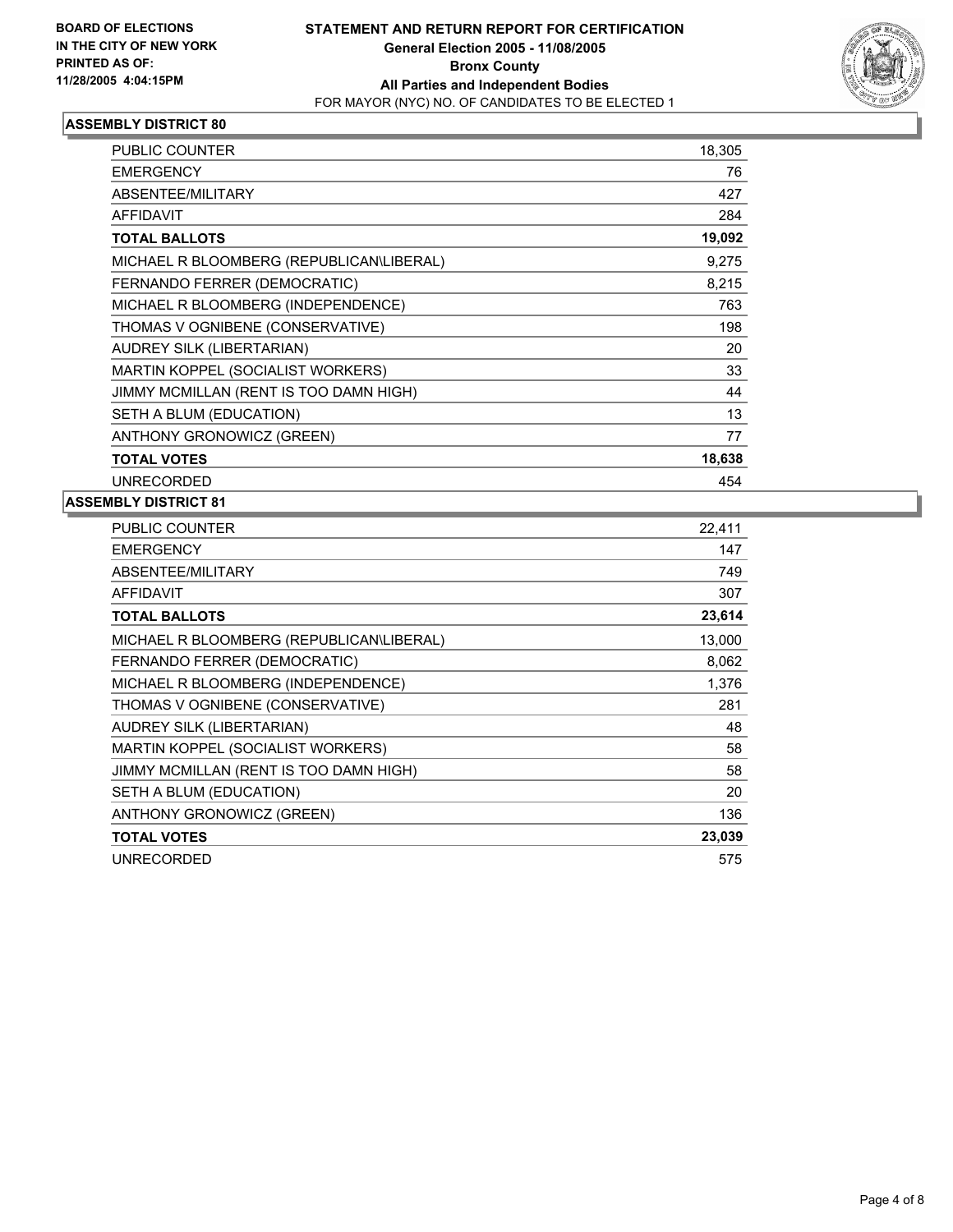BOARD OF ELECTIONS
IN THE CITY OF NEW YORK
PRINTED AS OF:
11/28/2005 4:04:15PM

# STATEMENT AND RETURN REPORT FOR CERTIFICATION

**General Election 2005 - 11/08/2005**
**Bronx County**
**All Parties and Independent Bodies**
FOR MAYOR (NYC) NO. OF CANDIDATES TO BE ELECTED 1

## ASSEMBLY DISTRICT 80

| | |
|---|---|
| PUBLIC COUNTER | 18,305 |
| EMERGENCY | 76 |
| ABSENTEE/MILITARY | 427 |
| AFFIDAVIT | 284 |
| **TOTAL BALLOTS** | **19,092** |
| MICHAEL R BLOOMBERG (REPUBLICAN\LIBERAL) | 9,275 |
| FERNANDO FERRER (DEMOCRATIC) | 8,215 |
| MICHAEL R BLOOMBERG (INDEPENDENCE) | 763 |
| THOMAS V OGNIBENE (CONSERVATIVE) | 198 |
| AUDREY SILK (LIBERTARIAN) | 20 |
| MARTIN KOPPEL (SOCIALIST WORKERS) | 33 |
| JIMMY MCMILLAN (RENT IS TOO DAMN HIGH) | 44 |
| SETH A BLUM (EDUCATION) | 13 |
| ANTHONY GRONOWICZ (GREEN) | 77 |
| **TOTAL VOTES** | **18,638** |
| UNRECORDED | 454 |

## ASSEMBLY DISTRICT 81

| | |
|---|---|
| PUBLIC COUNTER | 22,411 |
| EMERGENCY | 147 |
| ABSENTEE/MILITARY | 749 |
| AFFIDAVIT | 307 |
| **TOTAL BALLOTS** | **23,614** |
| MICHAEL R BLOOMBERG (REPUBLICAN\LIBERAL) | 13,000 |
| FERNANDO FERRER (DEMOCRATIC) | 8,062 |
| MICHAEL R BLOOMBERG (INDEPENDENCE) | 1,376 |
| THOMAS V OGNIBENE (CONSERVATIVE) | 281 |
| AUDREY SILK (LIBERTARIAN) | 48 |
| MARTIN KOPPEL (SOCIALIST WORKERS) | 58 |
| JIMMY MCMILLAN (RENT IS TOO DAMN HIGH) | 58 |
| SETH A BLUM (EDUCATION) | 20 |
| ANTHONY GRONOWICZ (GREEN) | 136 |
| **TOTAL VOTES** | **23,039** |
| UNRECORDED | 575 |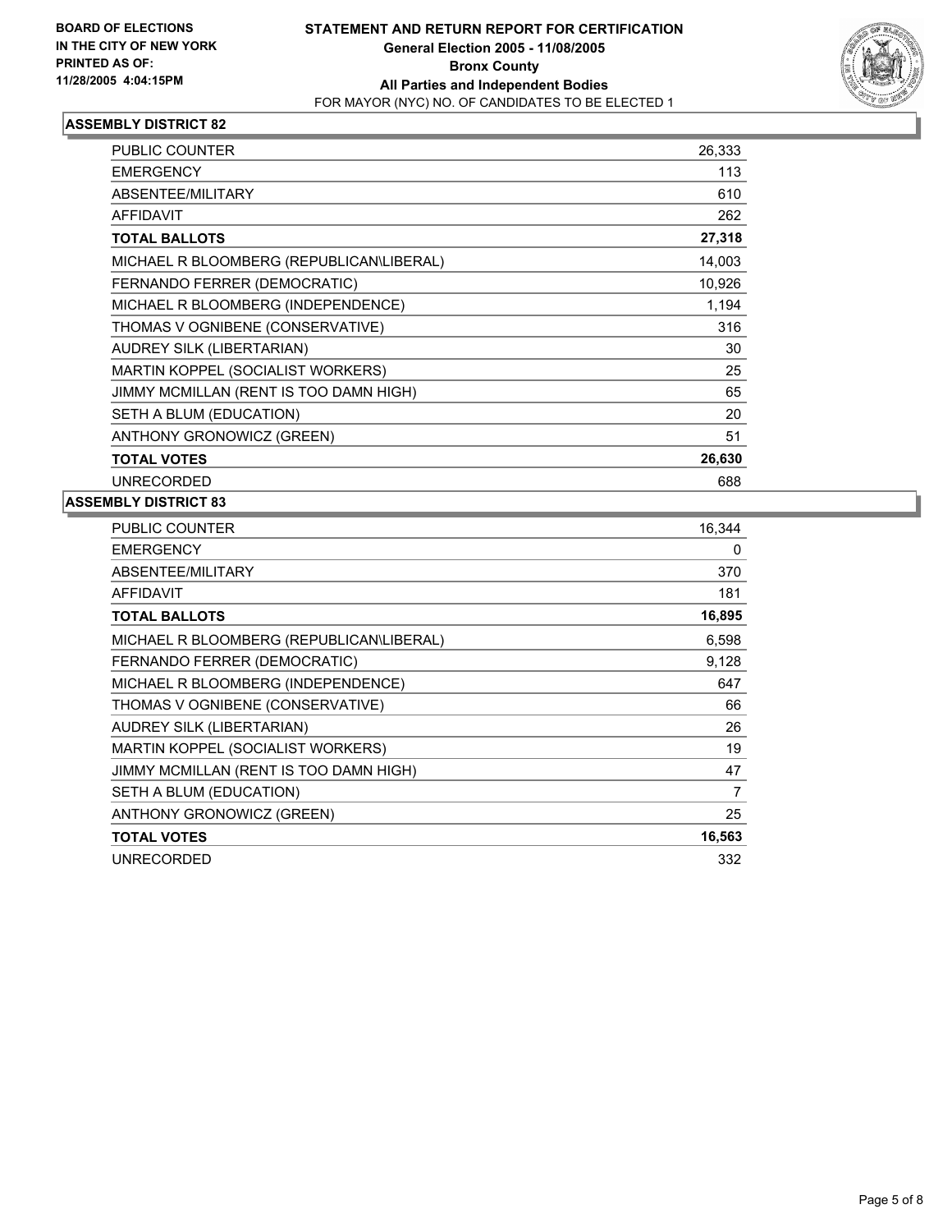**BOARD OF ELECTIONS IN THE CITY OF NEW YORK PRINTED AS OF: 11/28/2005 4:04:15PM**

# STATEMENT AND RETURN REPORT FOR CERTIFICATION
## General Election 2005 - 11/08/2005
## Bronx County
## All Parties and Independent Bodies
FOR MAYOR (NYC) NO. OF CANDIDATES TO BE ELECTED 1

### ASSEMBLY DISTRICT 82

| | |
|---|---|
| PUBLIC COUNTER | 26,333 |
| EMERGENCY | 113 |
| ABSENTEE/MILITARY | 610 |
| AFFIDAVIT | 262 |
| **TOTAL BALLOTS** | **27,318** |
| MICHAEL R BLOOMBERG (REPUBLICAN\LIBERAL) | 14,003 |
| FERNANDO FERRER (DEMOCRATIC) | 10,926 |
| MICHAEL R BLOOMBERG (INDEPENDENCE) | 1,194 |
| THOMAS V OGNIBENE (CONSERVATIVE) | 316 |
| AUDREY SILK (LIBERTARIAN) | 30 |
| MARTIN KOPPEL (SOCIALIST WORKERS) | 25 |
| JIMMY MCMILLAN (RENT IS TOO DAMN HIGH) | 65 |
| SETH A BLUM (EDUCATION) | 20 |
| ANTHONY GRONOWICZ (GREEN) | 51 |
| **TOTAL VOTES** | **26,630** |
| UNRECORDED | 688 |

### ASSEMBLY DISTRICT 83

| | |
|---|---|
| PUBLIC COUNTER | 16,344 |
| EMERGENCY | 0 |
| ABSENTEE/MILITARY | 370 |
| AFFIDAVIT | 181 |
| **TOTAL BALLOTS** | **16,895** |
| MICHAEL R BLOOMBERG (REPUBLICAN\LIBERAL) | 6,598 |
| FERNANDO FERRER (DEMOCRATIC) | 9,128 |
| MICHAEL R BLOOMBERG (INDEPENDENCE) | 647 |
| THOMAS V OGNIBENE (CONSERVATIVE) | 66 |
| AUDREY SILK (LIBERTARIAN) | 26 |
| MARTIN KOPPEL (SOCIALIST WORKERS) | 19 |
| JIMMY MCMILLAN (RENT IS TOO DAMN HIGH) | 47 |
| SETH A BLUM (EDUCATION) | 7 |
| ANTHONY GRONOWICZ (GREEN) | 25 |
| **TOTAL VOTES** | **16,563** |
| UNRECORDED | 332 |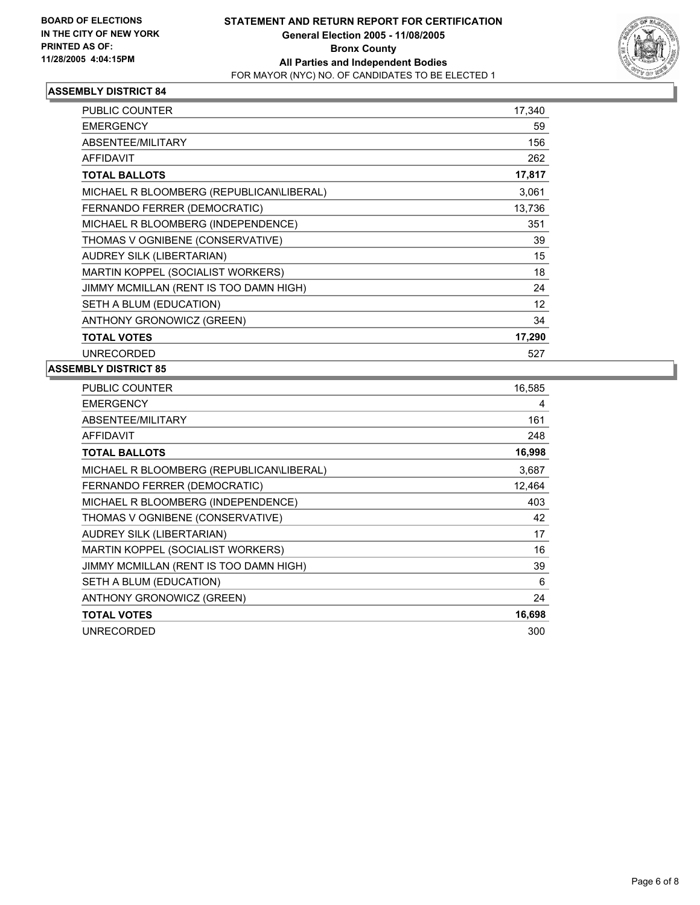**BOARD OF ELECTIONS IN THE CITY OF NEW YORK PRINTED AS OF: 11/28/2005 4:04:15PM**

# STATEMENT AND RETURN REPORT FOR CERTIFICATION

**General Election 2005 - 11/08/2005**
**Bronx County**
**All Parties and Independent Bodies**
FOR MAYOR (NYC) NO. OF CANDIDATES TO BE ELECTED 1

## ASSEMBLY DISTRICT 84

| | |
|---|---|
| PUBLIC COUNTER | 17,340 |
| EMERGENCY | 59 |
| ABSENTEE/MILITARY | 156 |
| AFFIDAVIT | 262 |
| **TOTAL BALLOTS** | **17,817** |
| MICHAEL R BLOOMBERG (REPUBLICAN\LIBERAL) | 3,061 |
| FERNANDO FERRER (DEMOCRATIC) | 13,736 |
| MICHAEL R BLOOMBERG (INDEPENDENCE) | 351 |
| THOMAS V OGNIBENE (CONSERVATIVE) | 39 |
| AUDREY SILK (LIBERTARIAN) | 15 |
| MARTIN KOPPEL (SOCIALIST WORKERS) | 18 |
| JIMMY MCMILLAN (RENT IS TOO DAMN HIGH) | 24 |
| SETH A BLUM (EDUCATION) | 12 |
| ANTHONY GRONOWICZ (GREEN) | 34 |
| **TOTAL VOTES** | **17,290** |
| UNRECORDED | 527 |

## ASSEMBLY DISTRICT 85

| | |
|---|---|
| PUBLIC COUNTER | 16,585 |
| EMERGENCY | 4 |
| ABSENTEE/MILITARY | 161 |
| AFFIDAVIT | 248 |
| **TOTAL BALLOTS** | **16,998** |
| MICHAEL R BLOOMBERG (REPUBLICAN\LIBERAL) | 3,687 |
| FERNANDO FERRER (DEMOCRATIC) | 12,464 |
| MICHAEL R BLOOMBERG (INDEPENDENCE) | 403 |
| THOMAS V OGNIBENE (CONSERVATIVE) | 42 |
| AUDREY SILK (LIBERTARIAN) | 17 |
| MARTIN KOPPEL (SOCIALIST WORKERS) | 16 |
| JIMMY MCMILLAN (RENT IS TOO DAMN HIGH) | 39 |
| SETH A BLUM (EDUCATION) | 6 |
| ANTHONY GRONOWICZ (GREEN) | 24 |
| **TOTAL VOTES** | **16,698** |
| UNRECORDED | 300 |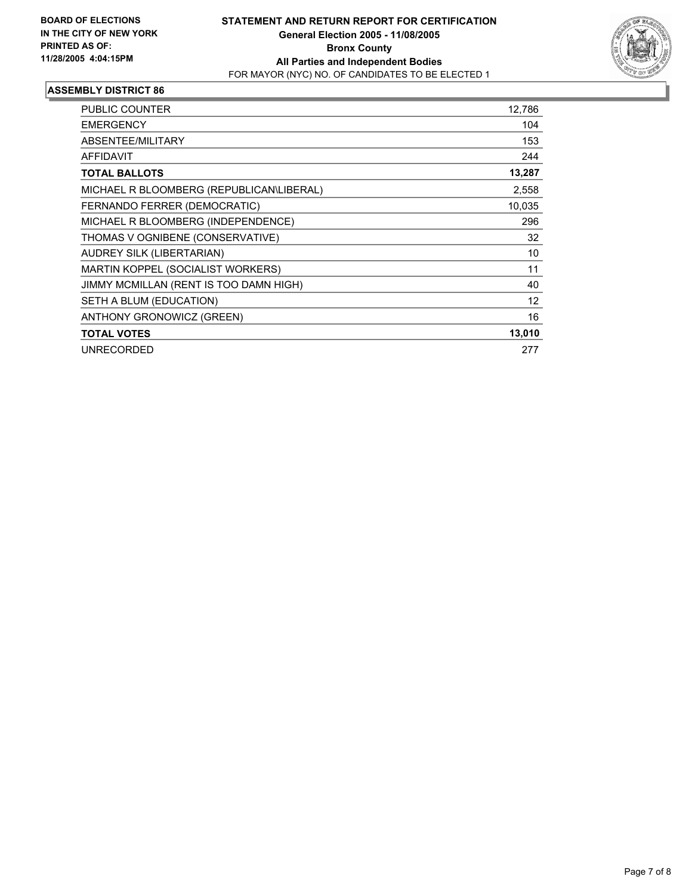**BOARD OF ELECTIONS IN THE CITY OF NEW YORK PRINTED AS OF: 11/28/2005 4:04:15PM**

# STATEMENT AND RETURN REPORT FOR CERTIFICATION
## General Election 2005 - 11/08/2005
## Bronx County
## All Parties and Independent Bodies
FOR MAYOR (NYC) NO. OF CANDIDATES TO BE ELECTED 1

### ASSEMBLY DISTRICT 86

| | |
|---|---|
| PUBLIC COUNTER | 12,786 |
| EMERGENCY | 104 |
| ABSENTEE/MILITARY | 153 |
| AFFIDAVIT | 244 |
| **TOTAL BALLOTS** | **13,287** |
| MICHAEL R BLOOMBERG (REPUBLICAN\LIBERAL) | 2,558 |
| FERNANDO FERRER (DEMOCRATIC) | 10,035 |
| MICHAEL R BLOOMBERG (INDEPENDENCE) | 296 |
| THOMAS V OGNIBENE (CONSERVATIVE) | 32 |
| AUDREY SILK (LIBERTARIAN) | 10 |
| MARTIN KOPPEL (SOCIALIST WORKERS) | 11 |
| JIMMY MCMILLAN (RENT IS TOO DAMN HIGH) | 40 |
| SETH A BLUM (EDUCATION) | 12 |
| ANTHONY GRONOWICZ (GREEN) | 16 |
| **TOTAL VOTES** | **13,010** |
| UNRECORDED | 277 |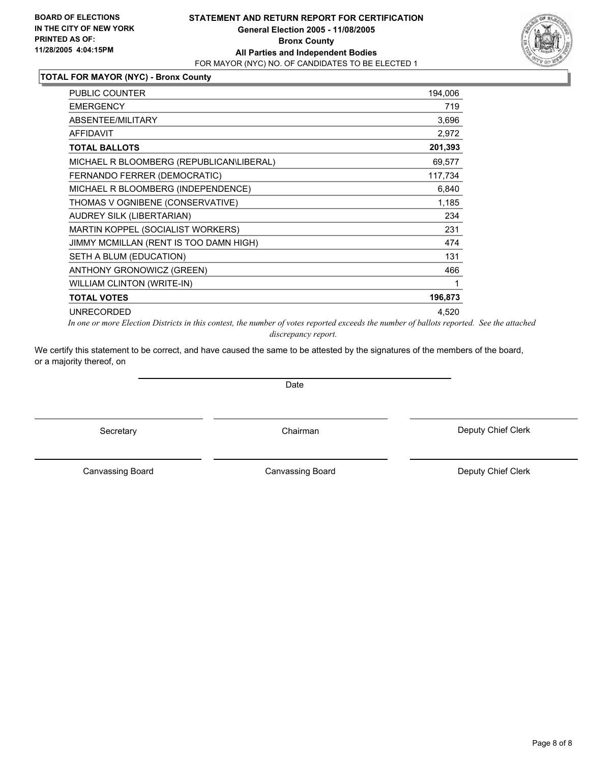**BOARD OF ELECTIONS IN THE CITY OF NEW YORK PRINTED AS OF: 11/28/2005 4:04:15PM**

**STATEMENT AND RETURN REPORT FOR CERTIFICATION**
**General Election 2005 - 11/08/2005**
**Bronx County**
**All Parties and Independent Bodies**
FOR MAYOR (NYC) NO. OF CANDIDATES TO BE ELECTED 1

## TOTAL FOR MAYOR (NYC) - Bronx County

| | |
|---|---|
| PUBLIC COUNTER | 194,006 |
| EMERGENCY | 719 |
| ABSENTEE/MILITARY | 3,696 |
| AFFIDAVIT | 2,972 |
| **TOTAL BALLOTS** | **201,393** |
| MICHAEL R BLOOMBERG (REPUBLICAN\LIBERAL) | 69,577 |
| FERNANDO FERRER (DEMOCRATIC) | 117,734 |
| MICHAEL R BLOOMBERG (INDEPENDENCE) | 6,840 |
| THOMAS V OGNIBENE (CONSERVATIVE) | 1,185 |
| AUDREY SILK (LIBERTARIAN) | 234 |
| MARTIN KOPPEL (SOCIALIST WORKERS) | 231 |
| JIMMY MCMILLAN (RENT IS TOO DAMN HIGH) | 474 |
| SETH A BLUM (EDUCATION) | 131 |
| ANTHONY GRONOWICZ (GREEN) | 466 |
| WILLIAM CLINTON (WRITE-IN) | 1 |
| **TOTAL VOTES** | **196,873** |
| UNRECORDED | 4,520 |

*In one or more Election Districts in this contest, the number of votes reported exceeds the number of ballots reported. See the attached discrepancy report.*

We certify this statement to be correct, and have caused the same to be attested by the signatures of the members of the board, or a majority thereof, on

Date

Secretary

Chairman

Deputy Chief Clerk

Canvassing Board

Canvassing Board

Deputy Chief Clerk